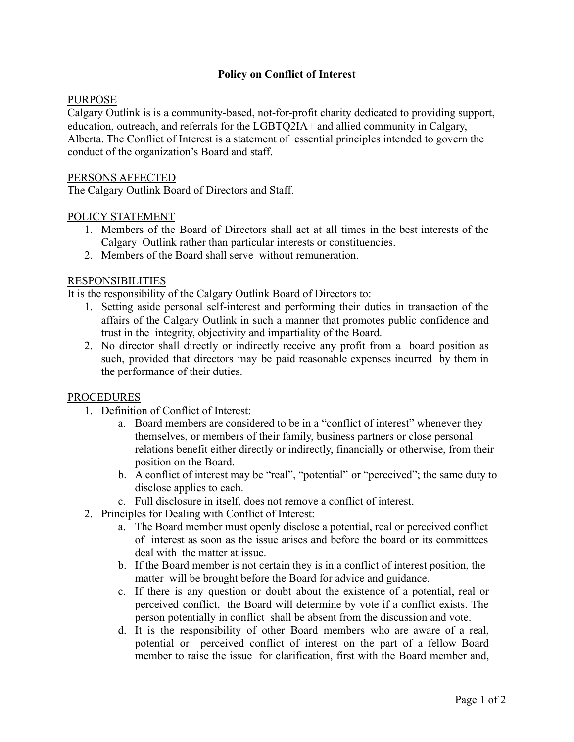# Policy on Conflict of Interest

## PURPOSE

Calgary Outlink is is a community-based, not-for-profit charity dedicated to providing support, education, outreach, and referrals for the LGBTQ2IA+ and allied community in Calgary, Alberta. The Conflict of Interest is a statement of essential principles intended to govern the conduct of the organization's Board and staff.

## PERSONS AFFECTED

The Calgary Outlink Board of Directors and Staff.

## POLICY STATEMENT

1. Members of the Board of Directors shall act at all times in the best interests of the Calgary Outlink rather than particular interests or constituencies.
2. Members of the Board shall serve without remuneration.

## RESPONSIBILITIES

It is the responsibility of the Calgary Outlink Board of Directors to:

1. Setting aside personal self-interest and performing their duties in transaction of the affairs of the Calgary Outlink in such a manner that promotes public confidence and trust in the integrity, objectivity and impartiality of the Board.
2. No director shall directly or indirectly receive any profit from a board position as such, provided that directors may be paid reasonable expenses incurred by them in the performance of their duties.

## PROCEDURES

1. Definition of Conflict of Interest:
    a. Board members are considered to be in a "conflict of interest" whenever they themselves, or members of their family, business partners or close personal relations benefit either directly or indirectly, financially or otherwise, from their position on the Board.
    b. A conflict of interest may be "real", "potential" or "perceived"; the same duty to disclose applies to each.
    c. Full disclosure in itself, does not remove a conflict of interest.
2. Principles for Dealing with Conflict of Interest:
    a. The Board member must openly disclose a potential, real or perceived conflict of interest as soon as the issue arises and before the board or its committees deal with the matter at issue.
    b. If the Board member is not certain they is in a conflict of interest position, the matter will be brought before the Board for advice and guidance.
    c. If there is any question or doubt about the existence of a potential, real or perceived conflict, the Board will determine by vote if a conflict exists. The person potentially in conflict shall be absent from the discussion and vote.
    d. It is the responsibility of other Board members who are aware of a real, potential or perceived conflict of interest on the part of a fellow Board member to raise the issue for clarification, first with the Board member and,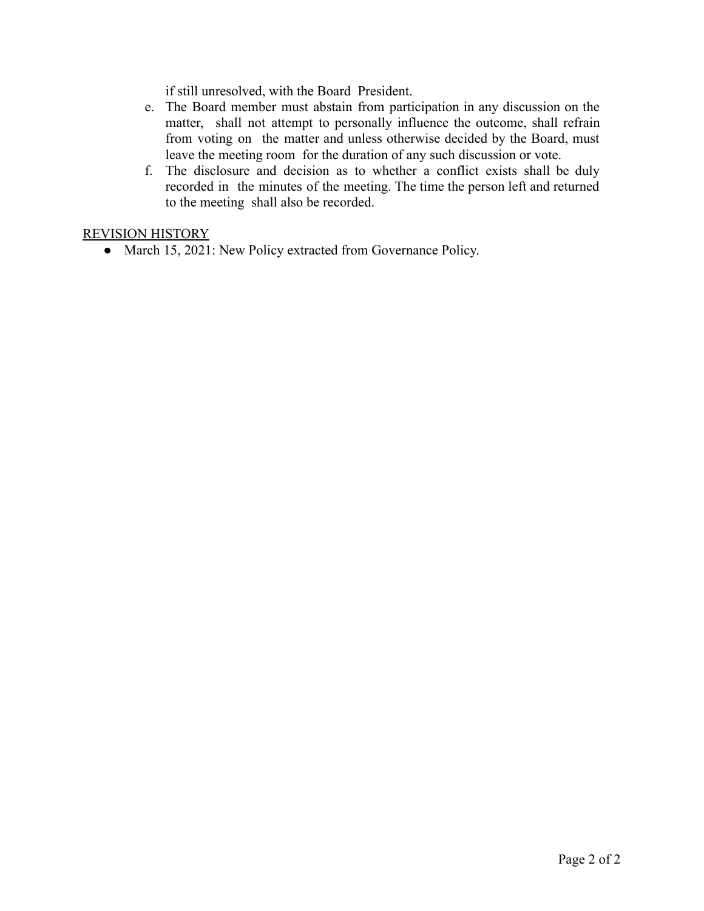if still unresolved, with the Board President.

e. The Board member must abstain from participation in any discussion on the matter, shall not attempt to personally influence the outcome, shall refrain from voting on the matter and unless otherwise decided by the Board, must leave the meeting room for the duration of any such discussion or vote.

f. The disclosure and decision as to whether a conflict exists shall be duly recorded in the minutes of the meeting. The time the person left and returned to the meeting shall also be recorded.

REVISION HISTORY

- March 15, 2021: New Policy extracted from Governance Policy.